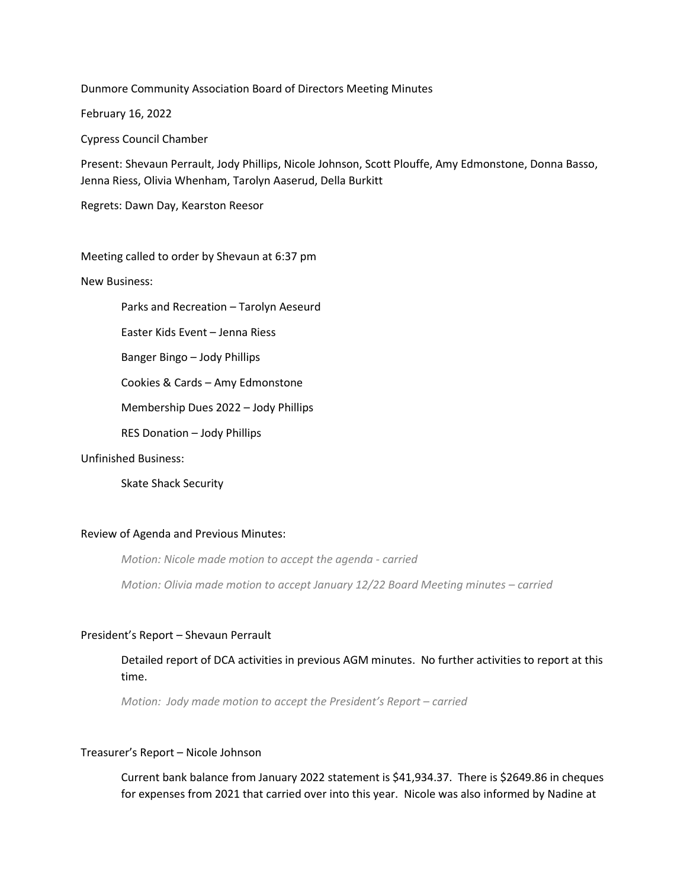Dunmore Community Association Board of Directors Meeting Minutes

February 16, 2022

Cypress Council Chamber

Present: Shevaun Perrault, Jody Phillips, Nicole Johnson, Scott Plouffe, Amy Edmonstone, Donna Basso, Jenna Riess, Olivia Whenham, Tarolyn Aaserud, Della Burkitt

Regrets: Dawn Day, Kearston Reesor

Meeting called to order by Shevaun at 6:37 pm

New Business:

> Parks and Recreation – Tarolyn Aeseurd
>
> Easter Kids Event – Jenna Riess
>
> Banger Bingo – Jody Phillips
>
> Cookies & Cards – Amy Edmonstone
>
> Membership Dues 2022 – Jody Phillips
>
> RES Donation – Jody Phillips

Unfinished Business:

> Skate Shack Security

Review of Agenda and Previous Minutes:

> *Motion: Nicole made motion to accept the agenda - carried*
>
> *Motion: Olivia made motion to accept January 12/22 Board Meeting minutes – carried*

President's Report – Shevaun Perrault

> Detailed report of DCA activities in previous AGM minutes. No further activities to report at this time.
>
> *Motion: Jody made motion to accept the President's Report – carried*

Treasurer's Report – Nicole Johnson

> Current bank balance from January 2022 statement is $41,934.37. There is $2649.86 in cheques for expenses from 2021 that carried over into this year. Nicole was also informed by Nadine at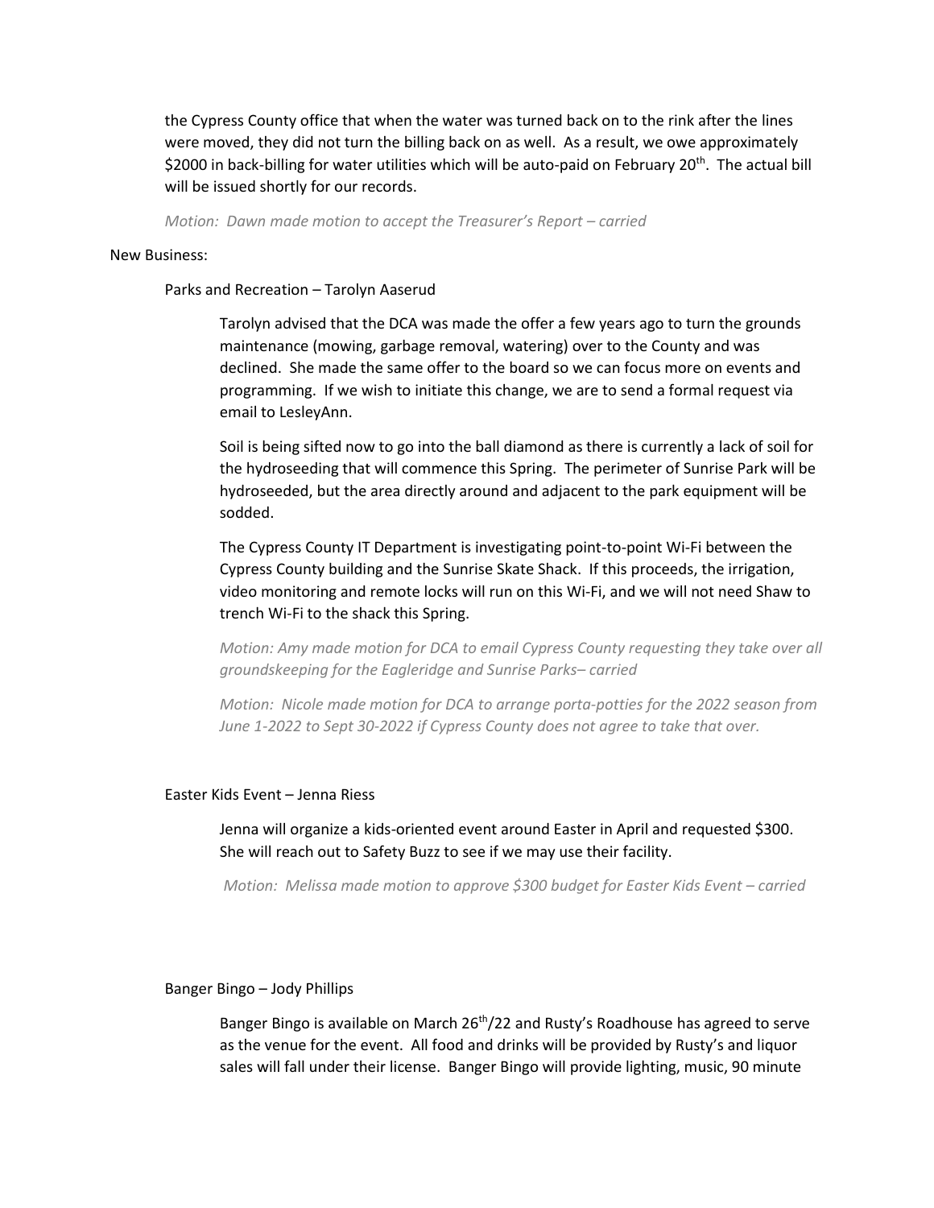the Cypress County office that when the water was turned back on to the rink after the lines were moved, they did not turn the billing back on as well. As a result, we owe approximately $2000 in back-billing for water utilities which will be auto-paid on February 20th. The actual bill will be issued shortly for our records.

*Motion: Dawn made motion to accept the Treasurer's Report – carried*

New Business:

Parks and Recreation – Tarolyn Aaserud

Tarolyn advised that the DCA was made the offer a few years ago to turn the grounds maintenance (mowing, garbage removal, watering) over to the County and was declined. She made the same offer to the board so we can focus more on events and programming. If we wish to initiate this change, we are to send a formal request via email to LesleyAnn.

Soil is being sifted now to go into the ball diamond as there is currently a lack of soil for the hydroseeding that will commence this Spring. The perimeter of Sunrise Park will be hydroseeded, but the area directly around and adjacent to the park equipment will be sodded.

The Cypress County IT Department is investigating point-to-point Wi-Fi between the Cypress County building and the Sunrise Skate Shack. If this proceeds, the irrigation, video monitoring and remote locks will run on this Wi-Fi, and we will not need Shaw to trench Wi-Fi to the shack this Spring.

*Motion: Amy made motion for DCA to email Cypress County requesting they take over all groundskeeping for the Eagleridge and Sunrise Parks– carried*

*Motion: Nicole made motion for DCA to arrange porta-potties for the 2022 season from June 1-2022 to Sept 30-2022 if Cypress County does not agree to take that over.*

Easter Kids Event – Jenna Riess

Jenna will organize a kids-oriented event around Easter in April and requested $300. She will reach out to Safety Buzz to see if we may use their facility.

*Motion: Melissa made motion to approve $300 budget for Easter Kids Event – carried*

Banger Bingo – Jody Phillips

Banger Bingo is available on March 26th/22 and Rusty's Roadhouse has agreed to serve as the venue for the event. All food and drinks will be provided by Rusty's and liquor sales will fall under their license. Banger Bingo will provide lighting, music, 90 minute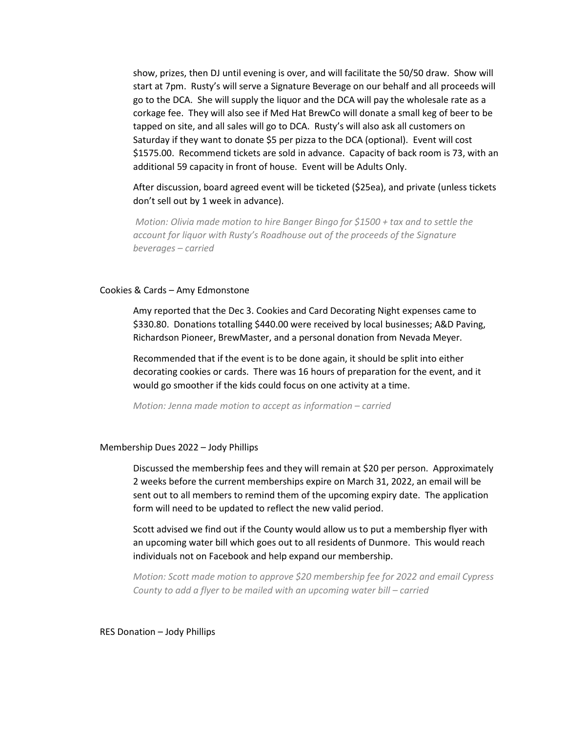show, prizes, then DJ until evening is over, and will facilitate the 50/50 draw. Show will start at 7pm. Rusty's will serve a Signature Beverage on our behalf and all proceeds will go to the DCA. She will supply the liquor and the DCA will pay the wholesale rate as a corkage fee. They will also see if Med Hat BrewCo will donate a small keg of beer to be tapped on site, and all sales will go to DCA. Rusty's will also ask all customers on Saturday if they want to donate $5 per pizza to the DCA (optional). Event will cost $1575.00. Recommend tickets are sold in advance. Capacity of back room is 73, with an additional 59 capacity in front of house. Event will be Adults Only.

After discussion, board agreed event will be ticketed ($25ea), and private (unless tickets don't sell out by 1 week in advance).

*Motion: Olivia made motion to hire Banger Bingo for $1500 + tax and to settle the account for liquor with Rusty's Roadhouse out of the proceeds of the Signature beverages – carried*

Cookies & Cards – Amy Edmonstone

Amy reported that the Dec 3. Cookies and Card Decorating Night expenses came to $330.80. Donations totalling $440.00 were received by local businesses; A&D Paving, Richardson Pioneer, BrewMaster, and a personal donation from Nevada Meyer.

Recommended that if the event is to be done again, it should be split into either decorating cookies or cards. There was 16 hours of preparation for the event, and it would go smoother if the kids could focus on one activity at a time.

*Motion: Jenna made motion to accept as information – carried*

Membership Dues 2022 – Jody Phillips

Discussed the membership fees and they will remain at $20 per person. Approximately 2 weeks before the current memberships expire on March 31, 2022, an email will be sent out to all members to remind them of the upcoming expiry date. The application form will need to be updated to reflect the new valid period.

Scott advised we find out if the County would allow us to put a membership flyer with an upcoming water bill which goes out to all residents of Dunmore. This would reach individuals not on Facebook and help expand our membership.

*Motion: Scott made motion to approve $20 membership fee for 2022 and email Cypress County to add a flyer to be mailed with an upcoming water bill – carried*

RES Donation – Jody Phillips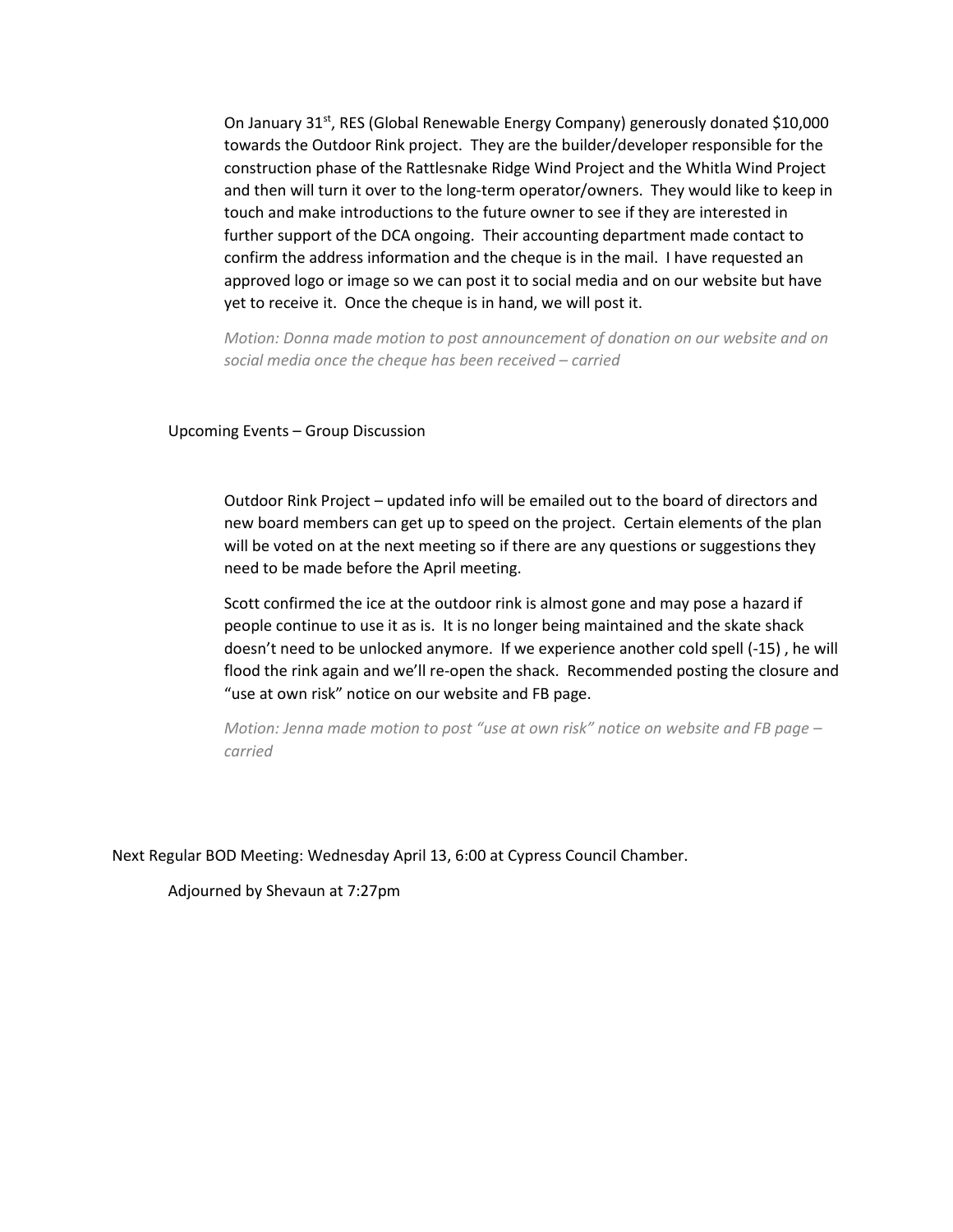On January 31st, RES (Global Renewable Energy Company) generously donated $10,000 towards the Outdoor Rink project. They are the builder/developer responsible for the construction phase of the Rattlesnake Ridge Wind Project and the Whitla Wind Project and then will turn it over to the long-term operator/owners. They would like to keep in touch and make introductions to the future owner to see if they are interested in further support of the DCA ongoing. Their accounting department made contact to confirm the address information and the cheque is in the mail. I have requested an approved logo or image so we can post it to social media and on our website but have yet to receive it. Once the cheque is in hand, we will post it.

*Motion: Donna made motion to post announcement of donation on our website and on social media once the cheque has been received – carried*

Upcoming Events – Group Discussion

Outdoor Rink Project – updated info will be emailed out to the board of directors and new board members can get up to speed on the project. Certain elements of the plan will be voted on at the next meeting so if there are any questions or suggestions they need to be made before the April meeting.

Scott confirmed the ice at the outdoor rink is almost gone and may pose a hazard if people continue to use it as is. It is no longer being maintained and the skate shack doesn't need to be unlocked anymore. If we experience another cold spell (-15) , he will flood the rink again and we'll re-open the shack. Recommended posting the closure and "use at own risk" notice on our website and FB page.

*Motion: Jenna made motion to post "use at own risk" notice on website and FB page – carried*

Next Regular BOD Meeting: Wednesday April 13, 6:00 at Cypress Council Chamber.

Adjourned by Shevaun at 7:27pm